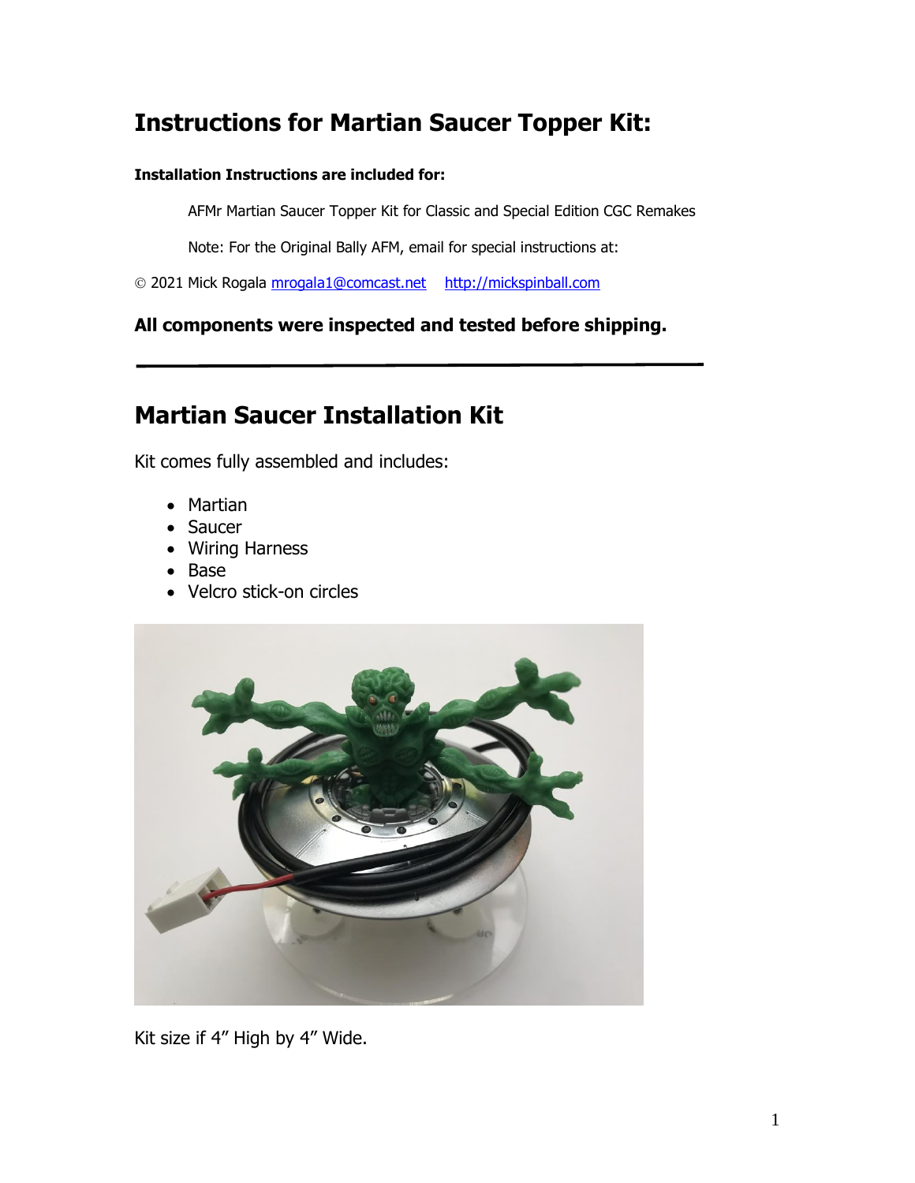# Instructions for Martian Saucer Topper Kit:

**Installation Instructions are included for:**

AFMr Martian Saucer Topper Kit for Classic and Special Edition CGC Remakes

Note: For the Original Bally AFM, email for special instructions at:

© 2021 Mick Rogala mrogala1@comcast.net http://mickspinball.com

**All components were inspected and tested before shipping.**

---

# Martian Saucer Installation Kit

Kit comes fully assembled and includes:

- Martian
- Saucer
- Wiring Harness
- Base
- Velcro stick-on circles

Kit size if 4" High by 4" Wide.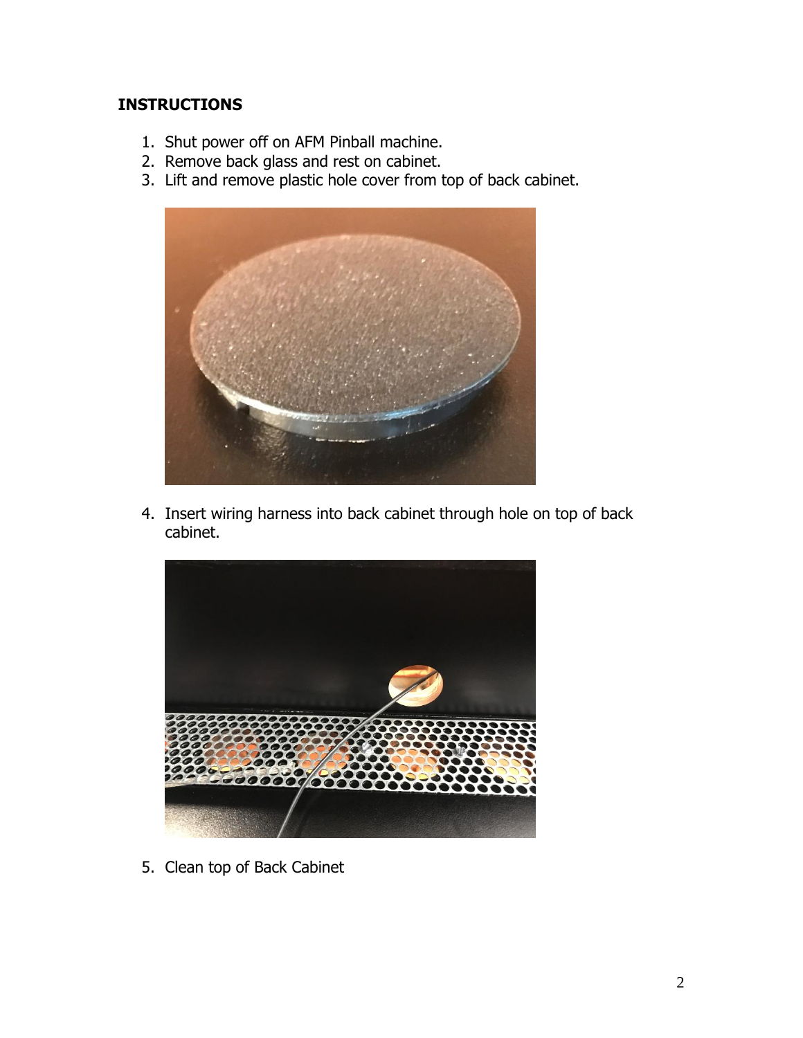**INSTRUCTIONS**

1. Shut power off on AFM Pinball machine.
2. Remove back glass and rest on cabinet.
3. Lift and remove plastic hole cover from top of back cabinet.
4. Insert wiring harness into back cabinet through hole on top of back cabinet.
5. Clean top of Back Cabinet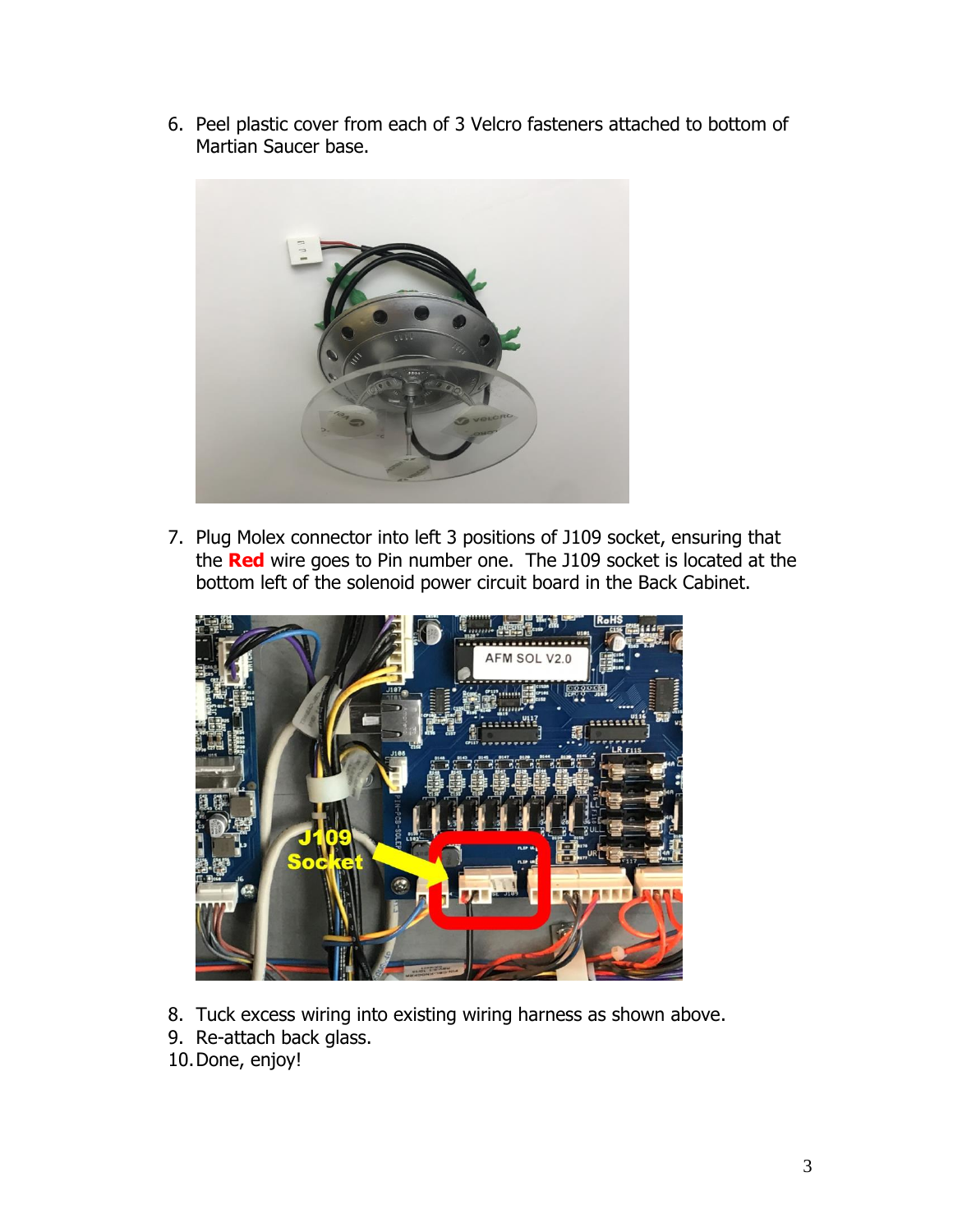6. Peel plastic cover from each of 3 Velcro fasteners attached to bottom of Martian Saucer base.

7. Plug Molex connector into left 3 positions of J109 socket, ensuring that the **Red** wire goes to Pin number one. The J109 socket is located at the bottom left of the solenoid power circuit board in the Back Cabinet.

8. Tuck excess wiring into existing wiring harness as shown above.
9. Re-attach back glass.
10. Done, enjoy!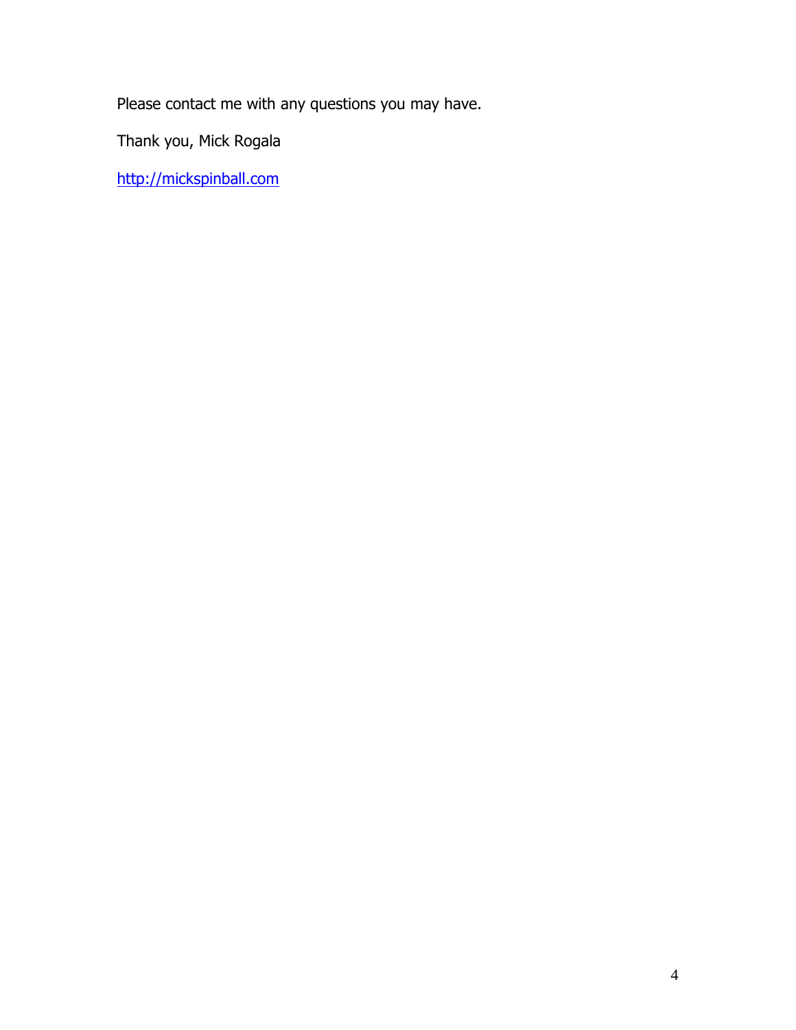Please contact me with any questions you may have.

Thank you, Mick Rogala

http://mickspinball.com